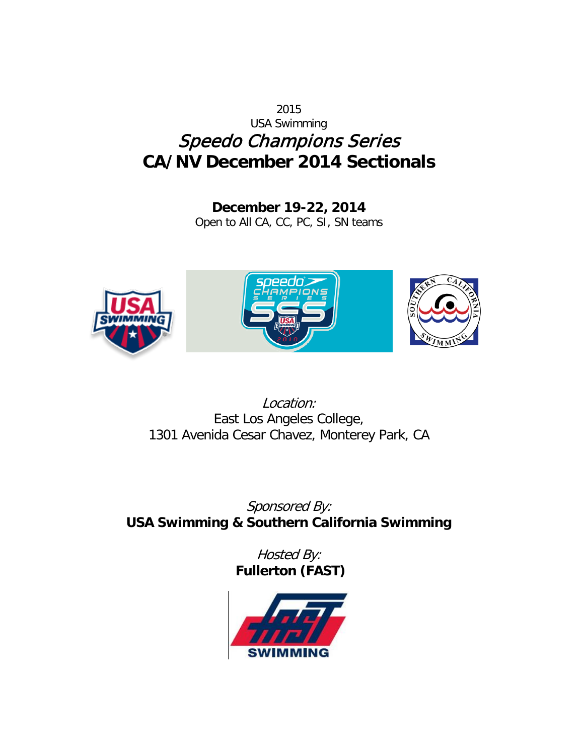2015

USA Swimming

*Speedo Champions Series*

# CA/NV December 2014 Sectionals

**December 19-22, 2014**

Open to All CA, CC, PC, SI, SN teams

*Location:*

East Los Angeles College,

1301 Avenida Cesar Chavez, Monterey Park, CA

*Sponsored By:*

**USA Swimming & Southern California Swimming**

*Hosted By:*

**Fullerton (FAST)**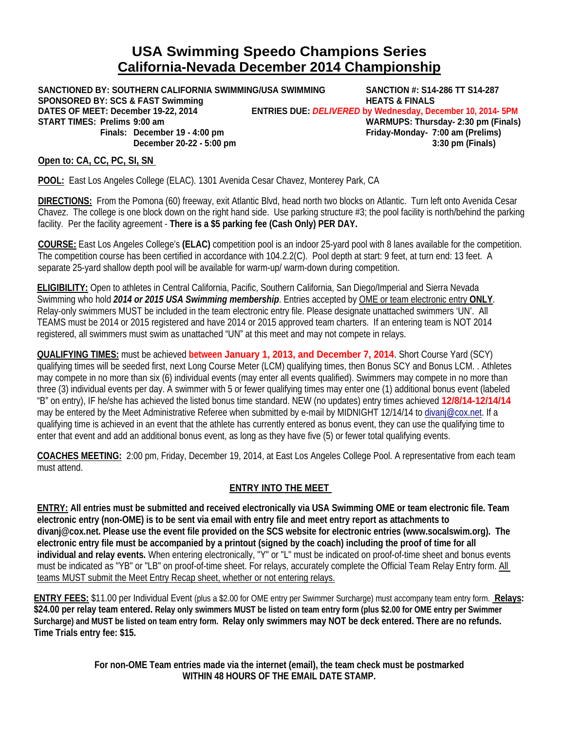# USA Swimming Speedo Champions Series
## California-Nevada December 2014 Championship

**SANCTIONED BY: SOUTHERN CALIFORNIA SWIMMING/USA SWIMMING** | **SANCTION #: S14-286 TT S14-287**
**SPONSORED BY: SCS & FAST Swimming** | **HEATS & FINALS**
**DATES OF MEET: December 19-22, 2014** | **ENTRIES DUE: *DELIVERED* by Wednesday, December 10, 2014- 5PM**
**START TIMES: Prelims 9:00 am**
**Finals: December 19 - 4:00 pm**
**December 20-22 - 5:00 pm**

**WARMUPS: Thursday- 2:30 pm (Finals)**
**Friday-Monday- 7:00 am (Prelims)**
**3:30 pm (Finals)**

**Open to: CA, CC, PC, SI, SN**

**POOL:** East Los Angeles College (ELAC). 1301 Avenida Cesar Chavez, Monterey Park, CA

**DIRECTIONS:** From the Pomona (60) freeway, exit Atlantic Blvd, head north two blocks on Atlantic. Turn left onto Avenida Cesar Chavez. The college is one block down on the right hand side. Use parking structure #3; the pool facility is north/behind the parking facility. Per the facility agreement - **There is a $5 parking fee (Cash Only) PER DAY.**

**COURSE:** East Los Angeles College's **(ELAC)** competition pool is an indoor 25-yard pool with 8 lanes available for the competition. The competition course has been certified in accordance with 104.2.2(C). Pool depth at start: 9 feet, at turn end: 13 feet. A separate 25-yard shallow depth pool will be available for warm-up/ warm-down during competition.

**ELIGIBILITY:** Open to athletes in Central California, Pacific, Southern California, San Diego/Imperial and Sierra Nevada Swimming who hold ***2014 or 2015 USA Swimming membership***. Entries accepted by OME or team electronic entry **ONLY**. Relay-only swimmers MUST be included in the team electronic entry file. Please designate unattached swimmers 'UN'. All TEAMS must be 2014 or 2015 registered and have 2014 or 2015 approved team charters. If an entering team is NOT 2014 registered, all swimmers must swim as unattached "UN" at this meet and may not compete in relays.

**QUALIFYING TIMES:** must be achieved **between January 1, 2013, and December 7, 2014**. Short Course Yard (SCY) qualifying times will be seeded first, next Long Course Meter (LCM) qualifying times, then Bonus SCY and Bonus LCM. . Athletes may compete in no more than six (6) individual events (may enter all events qualified). Swimmers may compete in no more than three (3) individual events per day. A swimmer with 5 or fewer qualifying times may enter one (1) additional bonus event (labeled "B" on entry), IF he/she has achieved the listed bonus time standard. NEW (no updates) entry times achieved **12/8/14-12/14/14** may be entered by the Meet Administrative Referee when submitted by e-mail by MIDNIGHT 12/14/14 to divanj@cox.net. If a qualifying time is achieved in an event that the athlete has currently entered as bonus event, they can use the qualifying time to enter that event and add an additional bonus event, as long as they have five (5) or fewer total qualifying events.

**COACHES MEETING:** 2:00 pm, Friday, December 19, 2014, at East Los Angeles College Pool. A representative from each team must attend.

## ENTRY INTO THE MEET

**ENTRY: All entries must be submitted and received electronically via USA Swimming OME or team electronic file. Team electronic entry (non-OME) is to be sent via email with entry file and meet entry report as attachments to divanj@cox.net. Please use the event file provided on the SCS website for electronic entries (www.socalswim.org). The electronic entry file must be accompanied by a printout (signed by the coach) including the proof of time for all individual and relay events.** When entering electronically, "Y" or "L" must be indicated on proof-of-time sheet and bonus events must be indicated as "YB" or "LB" on proof-of-time sheet. For relays, accurately complete the Official Team Relay Entry form. All teams MUST submit the Meet Entry Recap sheet, whether or not entering relays.

**ENTRY FEES:** $11.00 per Individual Event (plus a $2.00 for OME entry per Swimmer Surcharge) must accompany team entry form. **Relays: $24.00 per relay team entered. Relay only swimmers MUST be listed on team entry form (plus $2.00 for OME entry per Swimmer Surcharge) and MUST be listed on team entry form. Relay only swimmers may NOT be deck entered. There are no refunds. Time Trials entry fee: $15.**

**For non-OME Team entries made via the internet (email), the team check must be postmarked WITHIN 48 HOURS OF THE EMAIL DATE STAMP.**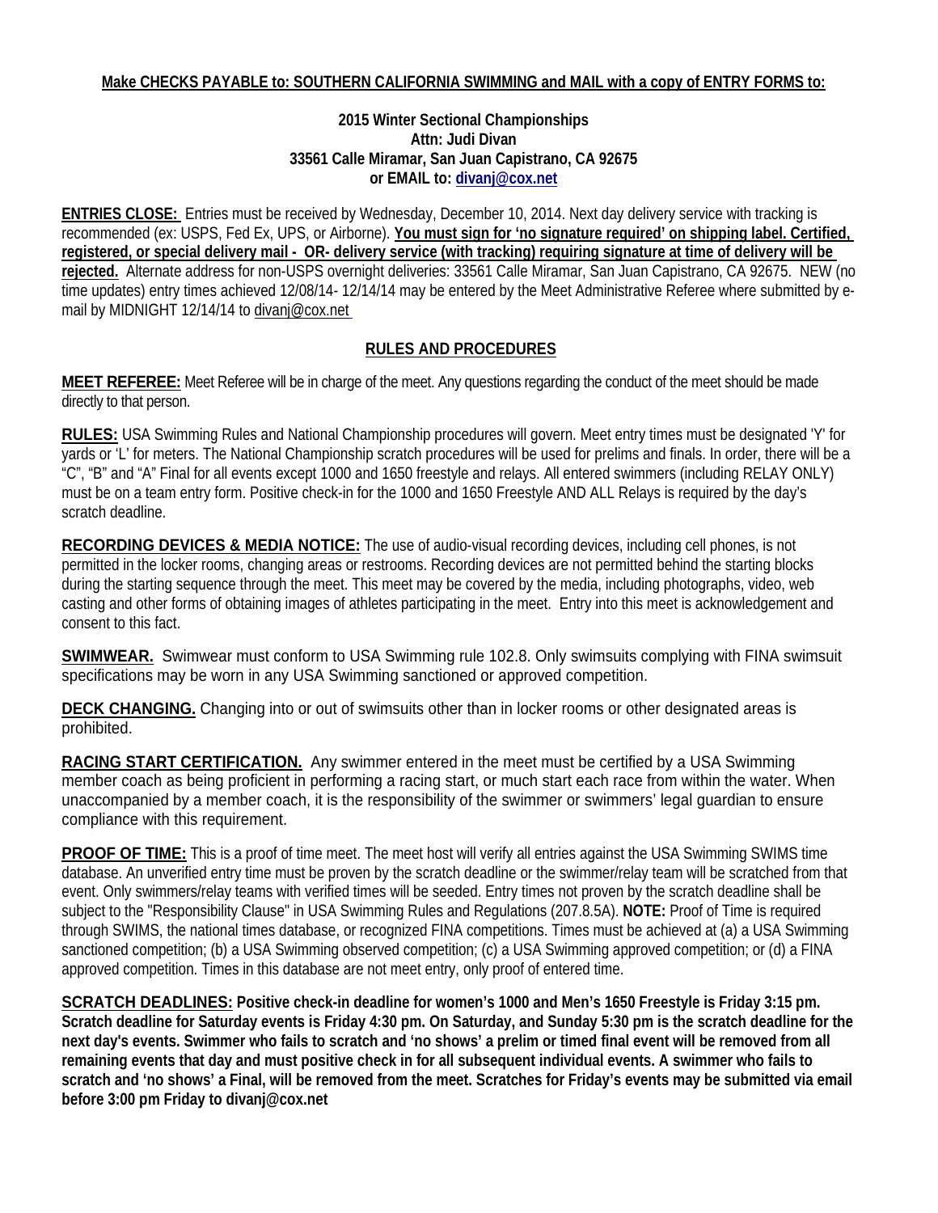**Make CHECKS PAYABLE to: SOUTHERN CALIFORNIA SWIMMING and MAIL with a copy of ENTRY FORMS to:**

**2015 Winter Sectional Championships**
**Attn: Judi Divan**
**33561 Calle Miramar, San Juan Capistrano, CA 92675**
**or EMAIL to: divanj@cox.net**

**ENTRIES CLOSE:** Entries must be received by Wednesday, December 10, 2014. Next day delivery service with tracking is recommended (ex: USPS, Fed Ex, UPS, or Airborne). **You must sign for 'no signature required' on shipping label. Certified, registered, or special delivery mail - OR- delivery service (with tracking) requiring signature at time of delivery will be rejected.** Alternate address for non-USPS overnight deliveries: 33561 Calle Miramar, San Juan Capistrano, CA 92675. NEW (no time updates) entry times achieved 12/08/14- 12/14/14 may be entered by the Meet Administrative Referee where submitted by e-mail by MIDNIGHT 12/14/14 to divanj@cox.net

## RULES AND PROCEDURES

**MEET REFEREE:** Meet Referee will be in charge of the meet. Any questions regarding the conduct of the meet should be made directly to that person.

**RULES:** USA Swimming Rules and National Championship procedures will govern. Meet entry times must be designated 'Y' for yards or 'L' for meters. The National Championship scratch procedures will be used for prelims and finals. In order, there will be a "C", "B" and "A" Final for all events except 1000 and 1650 freestyle and relays. All entered swimmers (including RELAY ONLY) must be on a team entry form. Positive check-in for the 1000 and 1650 Freestyle AND ALL Relays is required by the day's scratch deadline.

**RECORDING DEVICES & MEDIA NOTICE:** The use of audio-visual recording devices, including cell phones, is not permitted in the locker rooms, changing areas or restrooms. Recording devices are not permitted behind the starting blocks during the starting sequence through the meet. This meet may be covered by the media, including photographs, video, web casting and other forms of obtaining images of athletes participating in the meet. Entry into this meet is acknowledgement and consent to this fact.

**SWIMWEAR.** Swimwear must conform to USA Swimming rule 102.8. Only swimsuits complying with FINA swimsuit specifications may be worn in any USA Swimming sanctioned or approved competition.

**DECK CHANGING.** Changing into or out of swimsuits other than in locker rooms or other designated areas is prohibited.

**RACING START CERTIFICATION.** Any swimmer entered in the meet must be certified by a USA Swimming member coach as being proficient in performing a racing start, or much start each race from within the water. When unaccompanied by a member coach, it is the responsibility of the swimmer or swimmers' legal guardian to ensure compliance with this requirement.

**PROOF OF TIME:** This is a proof of time meet. The meet host will verify all entries against the USA Swimming SWIMS time database. An unverified entry time must be proven by the scratch deadline or the swimmer/relay team will be scratched from that event. Only swimmers/relay teams with verified times will be seeded. Entry times not proven by the scratch deadline shall be subject to the "Responsibility Clause" in USA Swimming Rules and Regulations (207.8.5A). **NOTE:** Proof of Time is required through SWIMS, the national times database, or recognized FINA competitions. Times must be achieved at (a) a USA Swimming sanctioned competition; (b) a USA Swimming observed competition; (c) a USA Swimming approved competition; or (d) a FINA approved competition. Times in this database are not meet entry, only proof of entered time.

**SCRATCH DEADLINES: Positive check-in deadline for women's 1000 and Men's 1650 Freestyle is Friday 3:15 pm. Scratch deadline for Saturday events is Friday 4:30 pm. On Saturday, and Sunday 5:30 pm is the scratch deadline for the next day's events. Swimmer who fails to scratch and 'no shows' a prelim or timed final event will be removed from all remaining events that day and must positive check in for all subsequent individual events. A swimmer who fails to scratch and 'no shows' a Final, will be removed from the meet. Scratches for Friday's events may be submitted via email before 3:00 pm Friday to divanj@cox.net**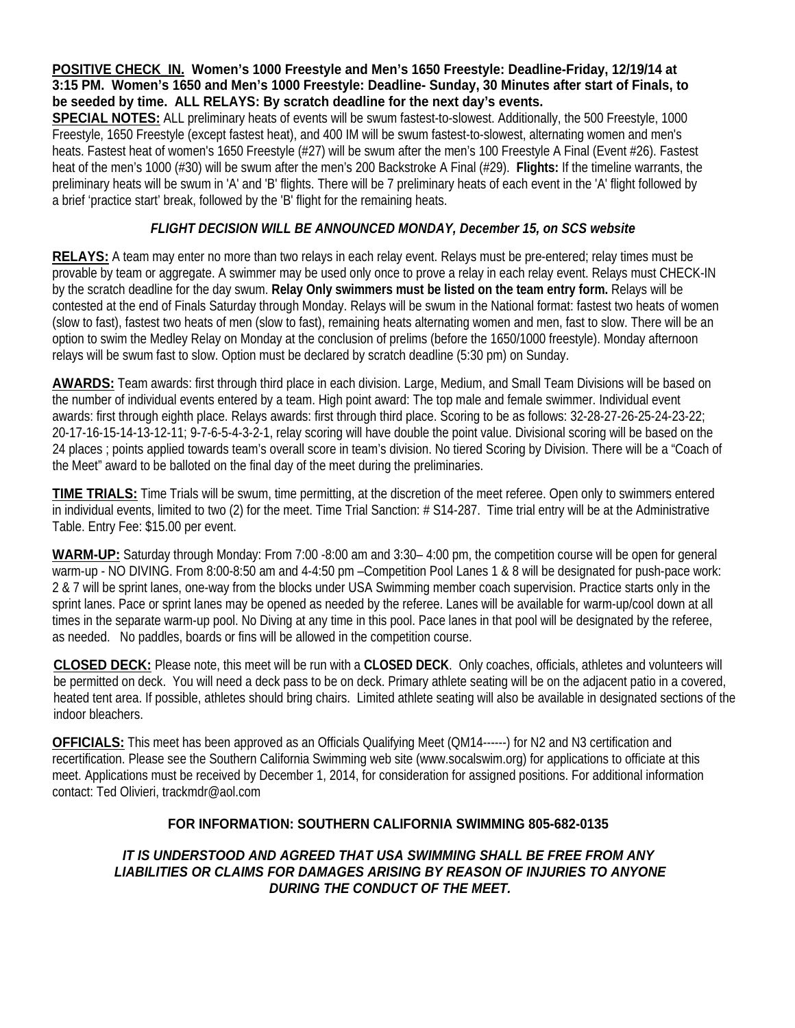**POSITIVE CHECK IN. Women's 1000 Freestyle and Men's 1650 Freestyle: Deadline-Friday, 12/19/14 at 3:15 PM. Women's 1650 and Men's 1000 Freestyle: Deadline- Sunday, 30 Minutes after start of Finals, to be seeded by time. ALL RELAYS: By scratch deadline for the next day's events.**

**SPECIAL NOTES:** ALL preliminary heats of events will be swum fastest-to-slowest. Additionally, the 500 Freestyle, 1000 Freestyle, 1650 Freestyle (except fastest heat), and 400 IM will be swum fastest-to-slowest, alternating women and men's heats. Fastest heat of women's 1650 Freestyle (#27) will be swum after the men's 100 Freestyle A Final (Event #26). Fastest heat of the men's 1000 (#30) will be swum after the men's 200 Backstroke A Final (#29). **Flights:** If the timeline warrants, the preliminary heats will be swum in 'A' and 'B' flights. There will be 7 preliminary heats of each event in the 'A' flight followed by a brief 'practice start' break, followed by the 'B' flight for the remaining heats.

***FLIGHT DECISION WILL BE ANNOUNCED MONDAY, December 15, on SCS website***

**RELAYS:** A team may enter no more than two relays in each relay event. Relays must be pre-entered; relay times must be provable by team or aggregate. A swimmer may be used only once to prove a relay in each relay event. Relays must CHECK-IN by the scratch deadline for the day swum. **Relay Only swimmers must be listed on the team entry form.** Relays will be contested at the end of Finals Saturday through Monday. Relays will be swum in the National format: fastest two heats of women (slow to fast), fastest two heats of men (slow to fast), remaining heats alternating women and men, fast to slow. There will be an option to swim the Medley Relay on Monday at the conclusion of prelims (before the 1650/1000 freestyle). Monday afternoon relays will be swum fast to slow. Option must be declared by scratch deadline (5:30 pm) on Sunday.

**AWARDS:** Team awards: first through third place in each division. Large, Medium, and Small Team Divisions will be based on the number of individual events entered by a team. High point award: The top male and female swimmer. Individual event awards: first through eighth place. Relays awards: first through third place. Scoring to be as follows: 32-28-27-26-25-24-23-22; 20-17-16-15-14-13-12-11; 9-7-6-5-4-3-2-1, relay scoring will have double the point value. Divisional scoring will be based on the 24 places ; points applied towards team's overall score in team's division. No tiered Scoring by Division. There will be a "Coach of the Meet" award to be balloted on the final day of the meet during the preliminaries.

**TIME TRIALS:** Time Trials will be swum, time permitting, at the discretion of the meet referee. Open only to swimmers entered in individual events, limited to two (2) for the meet. Time Trial Sanction: # S14-287. Time trial entry will be at the Administrative Table. Entry Fee: $15.00 per event.

**WARM-UP:** Saturday through Monday: From 7:00 -8:00 am and 3:30– 4:00 pm, the competition course will be open for general warm-up - NO DIVING. From 8:00-8:50 am and 4-4:50 pm –Competition Pool Lanes 1 & 8 will be designated for push-pace work: 2 & 7 will be sprint lanes, one-way from the blocks under USA Swimming member coach supervision. Practice starts only in the sprint lanes. Pace or sprint lanes may be opened as needed by the referee. Lanes will be available for warm-up/cool down at all times in the separate warm-up pool. No Diving at any time in this pool. Pace lanes in that pool will be designated by the referee, as needed. No paddles, boards or fins will be allowed in the competition course.

**CLOSED DECK:** Please note, this meet will be run with a **CLOSED DECK**. Only coaches, officials, athletes and volunteers will be permitted on deck. You will need a deck pass to be on deck. Primary athlete seating will be on the adjacent patio in a covered, heated tent area. If possible, athletes should bring chairs. Limited athlete seating will also be available in designated sections of the indoor bleachers.

**OFFICIALS:** This meet has been approved as an Officials Qualifying Meet (QM14------) for N2 and N3 certification and recertification. Please see the Southern California Swimming web site (www.socalswim.org) for applications to officiate at this meet. Applications must be received by December 1, 2014, for consideration for assigned positions. For additional information contact: Ted Olivieri, trackmdr@aol.com

**FOR INFORMATION: SOUTHERN CALIFORNIA SWIMMING 805-682-0135**

***IT IS UNDERSTOOD AND AGREED THAT USA SWIMMING SHALL BE FREE FROM ANY LIABILITIES OR CLAIMS FOR DAMAGES ARISING BY REASON OF INJURIES TO ANYONE DURING THE CONDUCT OF THE MEET.***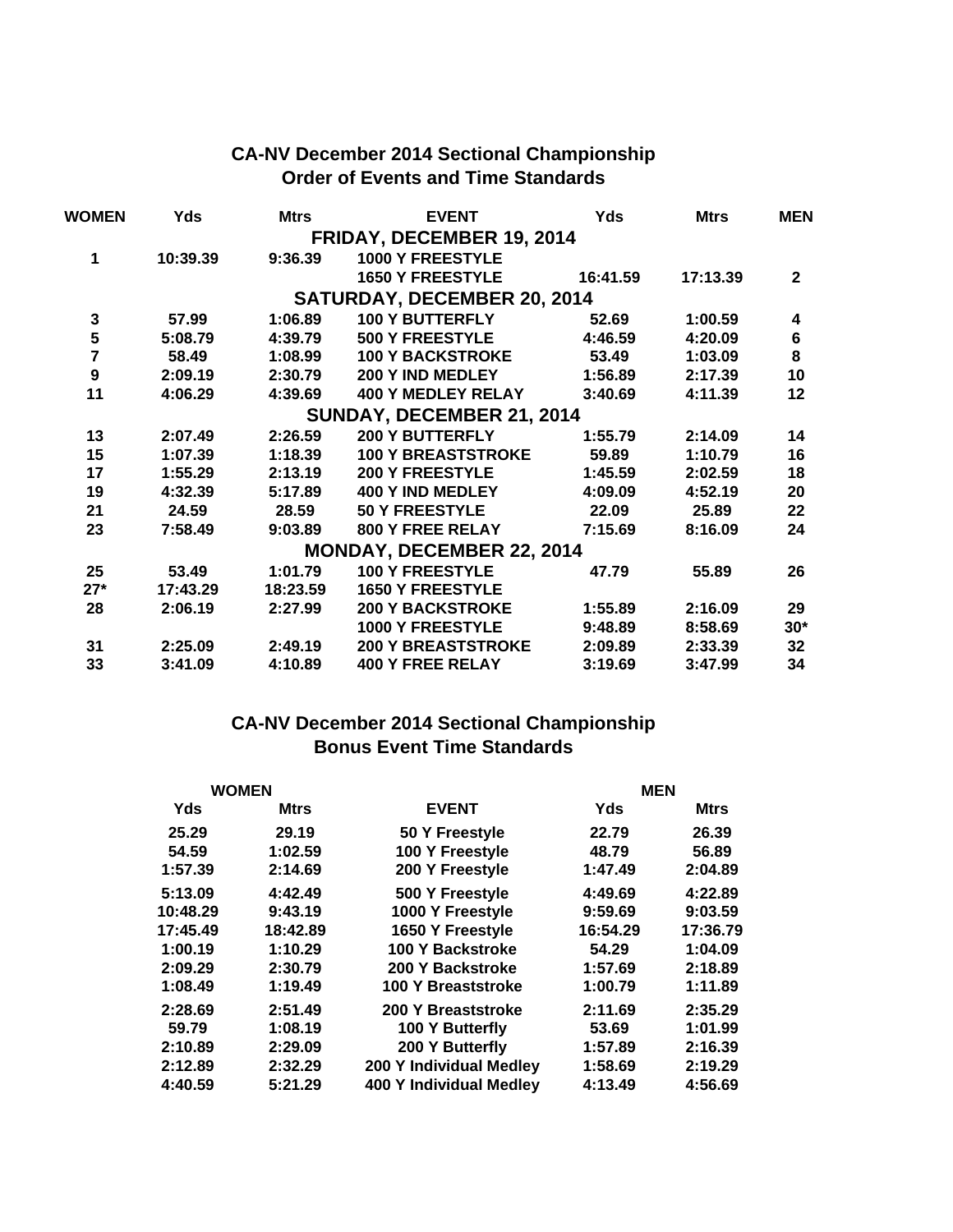## CA-NV December 2014 Sectional Championship
## Order of Events and Time Standards

| WOMEN | Yds | Mtrs | EVENT | Yds | Mtrs | MEN |
|---|---|---|---|---|---|---|
| | | | **FRIDAY, DECEMBER 19, 2014** | | | |
| 1 | 10:39.39 | 9:36.39 | 1000 Y FREESTYLE | | | |
| | | | 1650 Y FREESTYLE | 16:41.59 | 17:13.39 | 2 |
| | | | **SATURDAY, DECEMBER 20, 2014** | | | |
| 3 | 57.99 | 1:06.89 | 100 Y BUTTERFLY | 52.69 | 1:00.59 | 4 |
| 5 | 5:08.79 | 4:39.79 | 500 Y FREESTYLE | 4:46.59 | 4:20.09 | 6 |
| 7 | 58.49 | 1:08.99 | 100 Y BACKSTROKE | 53.49 | 1:03.09 | 8 |
| 9 | 2:09.19 | 2:30.79 | 200 Y IND MEDLEY | 1:56.89 | 2:17.39 | 10 |
| 11 | 4:06.29 | 4:39.69 | 400 Y MEDLEY RELAY | 3:40.69 | 4:11.39 | 12 |
| | | | **SUNDAY, DECEMBER 21, 2014** | | | |
| 13 | 2:07.49 | 2:26.59 | 200 Y BUTTERFLY | 1:55.79 | 2:14.09 | 14 |
| 15 | 1:07.39 | 1:18.39 | 100 Y BREASTSTROKE | 59.89 | 1:10.79 | 16 |
| 17 | 1:55.29 | 2:13.19 | 200 Y FREESTYLE | 1:45.59 | 2:02.59 | 18 |
| 19 | 4:32.39 | 5:17.89 | 400 Y IND MEDLEY | 4:09.09 | 4:52.19 | 20 |
| 21 | 24.59 | 28.59 | 50 Y FREESTYLE | 22.09 | 25.89 | 22 |
| 23 | 7:58.49 | 9:03.89 | 800 Y FREE RELAY | 7:15.69 | 8:16.09 | 24 |
| | | | **MONDAY, DECEMBER 22, 2014** | | | |
| 25 | 53.49 | 1:01.79 | 100 Y FREESTYLE | 47.79 | 55.89 | 26 |
| 27* | 17:43.29 | 18:23.59 | 1650 Y FREESTYLE | | | |
| 28 | 2:06.19 | 2:27.99 | 200 Y BACKSTROKE | 1:55.89 | 2:16.09 | 29 |
| | | | 1000 Y FREESTYLE | 9:48.89 | 8:58.69 | 30* |
| 31 | 2:25.09 | 2:49.19 | 200 Y BREASTSTROKE | 2:09.89 | 2:33.39 | 32 |
| 33 | 3:41.09 | 4:10.89 | 400 Y FREE RELAY | 3:19.69 | 3:47.99 | 34 |

## CA-NV December 2014 Sectional Championship
## Bonus Event Time Standards

| WOMEN | | | MEN | |
|---|---|---|---|---|
| Yds | Mtrs | EVENT | Yds | Mtrs |
| 25.29 | 29.19 | 50 Y Freestyle | 22.79 | 26.39 |
| 54.59 | 1:02.59 | 100 Y Freestyle | 48.79 | 56.89 |
| 1:57.39 | 2:14.69 | 200 Y Freestyle | 1:47.49 | 2:04.89 |
| 5:13.09 | 4:42.49 | 500 Y Freestyle | 4:49.69 | 4:22.89 |
| 10:48.29 | 9:43.19 | 1000 Y Freestyle | 9:59.69 | 9:03.59 |
| 17:45.49 | 18:42.89 | 1650 Y Freestyle | 16:54.29 | 17:36.79 |
| 1:00.19 | 1:10.29 | 100 Y Backstroke | 54.29 | 1:04.09 |
| 2:09.29 | 2:30.79 | 200 Y Backstroke | 1:57.69 | 2:18.89 |
| 1:08.49 | 1:19.49 | 100 Y Breaststroke | 1:00.79 | 1:11.89 |
| 2:28.69 | 2:51.49 | 200 Y Breaststroke | 2:11.69 | 2:35.29 |
| 59.79 | 1:08.19 | 100 Y Butterfly | 53.69 | 1:01.99 |
| 2:10.89 | 2:29.09 | 200 Y Butterfly | 1:57.89 | 2:16.39 |
| 2:12.89 | 2:32.29 | 200 Y Individual Medley | 1:58.69 | 2:19.29 |
| 4:40.59 | 5:21.29 | 400 Y Individual Medley | 4:13.49 | 4:56.69 |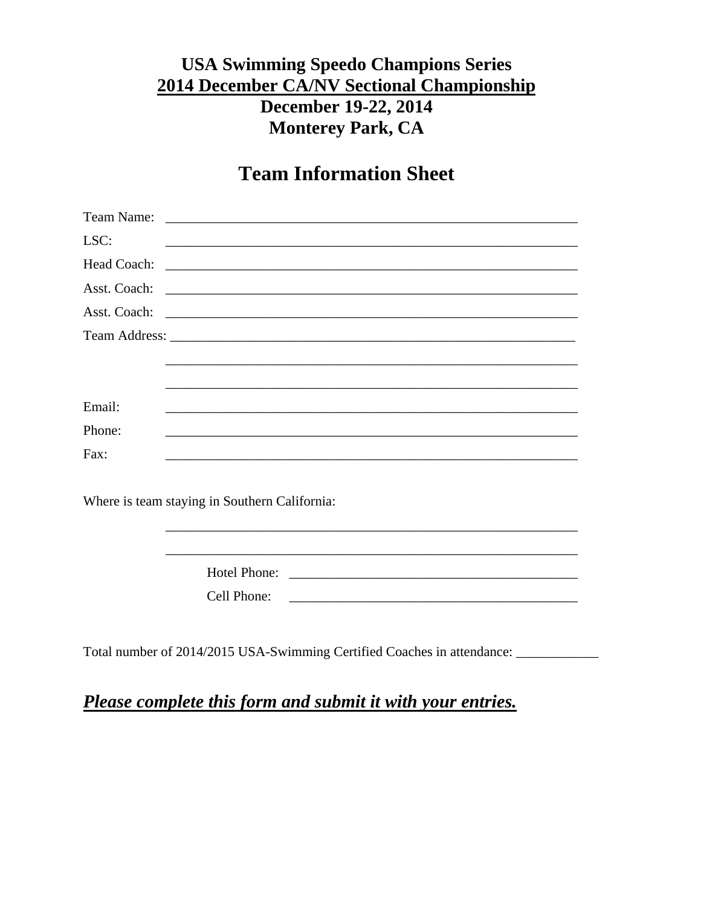# USA Swimming Speedo Champions Series
## 2014 December CA/NV Sectional Championship
## December 19-22, 2014
## Monterey Park, CA

# Team Information Sheet

Team Name: ______________________________________________________________

LSC: ______________________________________________________________

Head Coach: ______________________________________________________________

Asst. Coach: ______________________________________________________________

Asst. Coach: ______________________________________________________________

Team Address: ______________________________________________________________

______________________________________________________________

______________________________________________________________

Email: ______________________________________________________________

Phone: ______________________________________________________________

Fax: ______________________________________________________________

Where is team staying in Southern California:

______________________________________________________________

______________________________________________________________

Hotel Phone: ____________________________________________

Cell Phone: ____________________________________________

Total number of 2014/2015 USA-Swimming Certified Coaches in attendance: ____________

***Please complete this form and submit it with your entries.***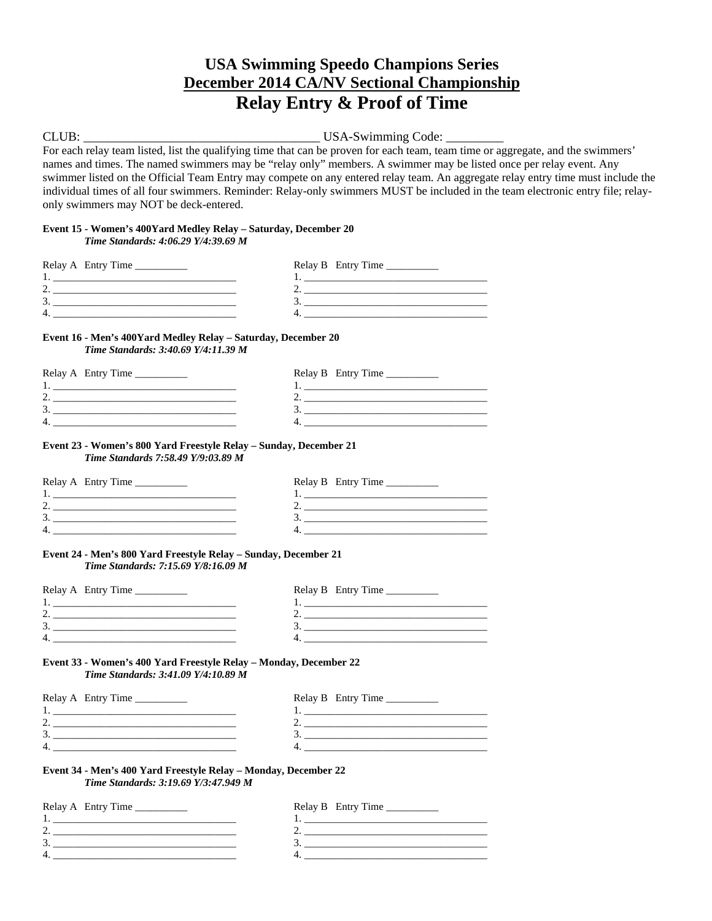# USA Swimming Speedo Champions Series

## December 2014 CA/NV Sectional Championship

# Relay Entry & Proof of Time

CLUB: ____________________________________ USA-Swimming Code: _________

For each relay team listed, list the qualifying time that can be proven for each team, team time or aggregate, and the swimmers' names and times. The named swimmers may be "relay only" members. A swimmer may be listed once per relay event. Any swimmer listed on the Official Team Entry may compete on any entered relay team. An aggregate relay entry time must include the individual times of all four swimmers. Reminder: Relay-only swimmers MUST be included in the team electronic entry file; relay-only swimmers may NOT be deck-entered.

**Event 15 - Women's 400Yard Medley Relay – Saturday, December 20**
***Time Standards: 4:06.29 Y/4:39.69 M***

| Relay A Entry Time __________ | Relay B Entry Time __________ |
|---|---|
| 1. ___________________________________ | 1. ___________________________________ |
| 2. ___________________________________ | 2. ___________________________________ |
| 3. ___________________________________ | 3. ___________________________________ |
| 4. ___________________________________ | 4. ___________________________________ |

**Event 16 - Men's 400Yard Medley Relay – Saturday, December 20**
***Time Standards: 3:40.69 Y/4:11.39 M***

| Relay A Entry Time __________ | Relay B Entry Time __________ |
|---|---|
| 1. ___________________________________ | 1. ___________________________________ |
| 2. ___________________________________ | 2. ___________________________________ |
| 3. ___________________________________ | 3. ___________________________________ |
| 4. ___________________________________ | 4. ___________________________________ |

**Event 23 - Women's 800 Yard Freestyle Relay – Sunday, December 21**
***Time Standards 7:58.49 Y/9:03.89 M***

| Relay A Entry Time __________ | Relay B Entry Time __________ |
|---|---|
| 1. ___________________________________ | 1. ___________________________________ |
| 2. ___________________________________ | 2. ___________________________________ |
| 3. ___________________________________ | 3. ___________________________________ |
| 4. ___________________________________ | 4. ___________________________________ |

**Event 24 - Men's 800 Yard Freestyle Relay – Sunday, December 21**
***Time Standards: 7:15.69 Y/8:16.09 M***

| Relay A Entry Time __________ | Relay B Entry Time __________ |
|---|---|
| 1. ___________________________________ | 1. ___________________________________ |
| 2. ___________________________________ | 2. ___________________________________ |
| 3. ___________________________________ | 3. ___________________________________ |
| 4. ___________________________________ | 4. ___________________________________ |

**Event 33 - Women's 400 Yard Freestyle Relay – Monday, December 22**
***Time Standards: 3:41.09 Y/4:10.89 M***

| Relay A Entry Time __________ | Relay B Entry Time __________ |
|---|---|
| 1. ___________________________________ | 1. ___________________________________ |
| 2. ___________________________________ | 2. ___________________________________ |
| 3. ___________________________________ | 3. ___________________________________ |
| 4. ___________________________________ | 4. ___________________________________ |

**Event 34 - Men's 400 Yard Freestyle Relay – Monday, December 22**
***Time Standards: 3:19.69 Y/3:47.949 M***

| Relay A Entry Time __________ | Relay B Entry Time __________ |
|---|---|
| 1. ___________________________________ | 1. ___________________________________ |
| 2. ___________________________________ | 2. ___________________________________ |
| 3. ___________________________________ | 3. ___________________________________ |
| 4. ___________________________________ | 4. ___________________________________ |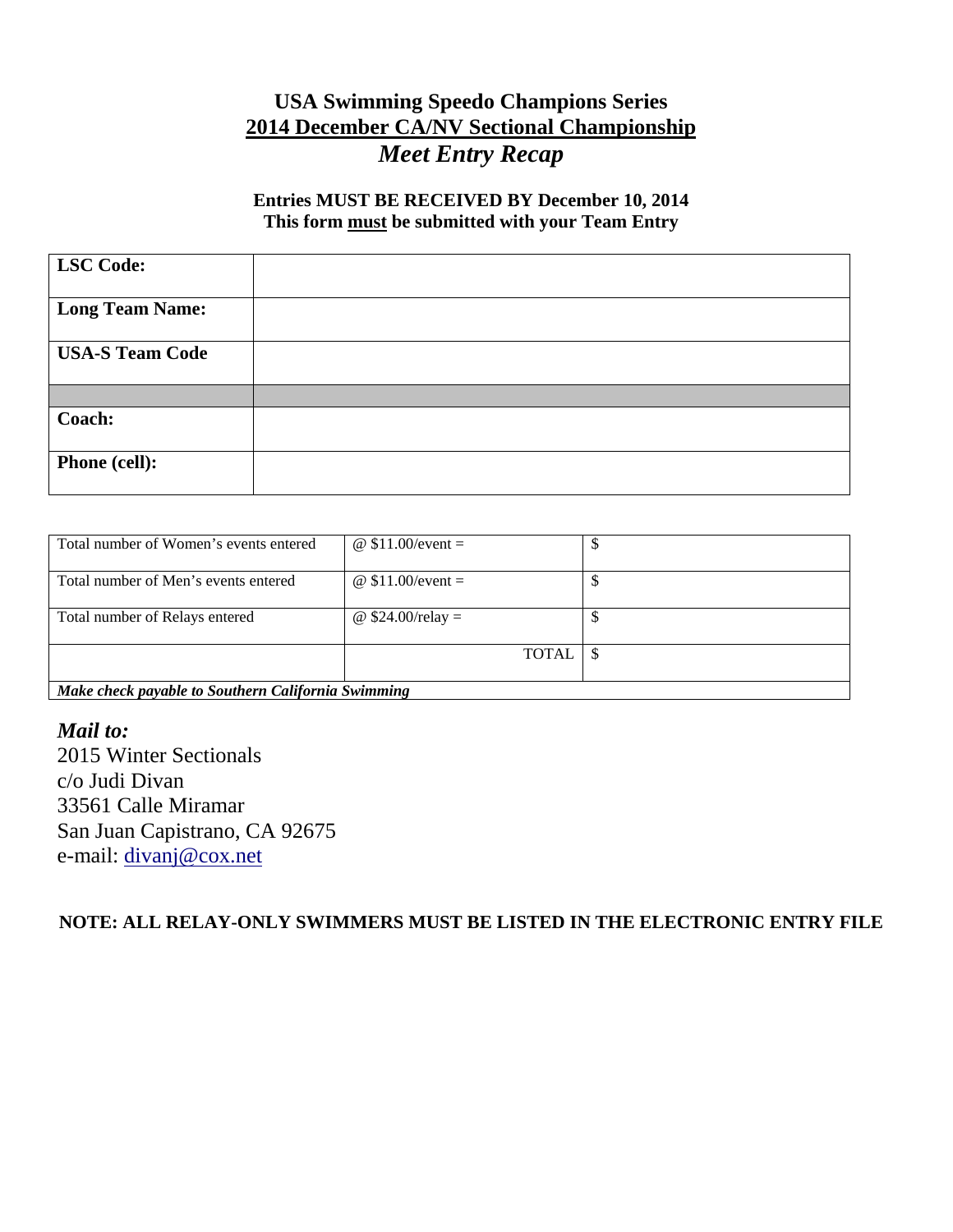# USA Swimming Speedo Champions Series
## 2014 December CA/NV Sectional Championship
### *Meet Entry Recap*

**Entries MUST BE RECEIVED BY December 10, 2014**
**This form must be submitted with your Team Entry**

| **LSC Code:** | |
|---|---|
| **Long Team Name:** | |
| **USA-S Team Code** | |
| | |
| **Coach:** | |
| **Phone (cell):** | |

| Total number of Women's events entered | @ $11.00/event = | $ |
|---|---|---|
| Total number of Men's events entered | @ $11.00/event = | $ |
| Total number of Relays entered | @ $24.00/relay = | $ |
| | TOTAL | $ |
| ***Make check payable to Southern California Swimming*** | | |

***Mail to:***
2015 Winter Sectionals
c/o Judi Divan
33561 Calle Miramar
San Juan Capistrano, CA 92675
e-mail: divanj@cox.net

**NOTE: ALL RELAY-ONLY SWIMMERS MUST BE LISTED IN THE ELECTRONIC ENTRY FILE**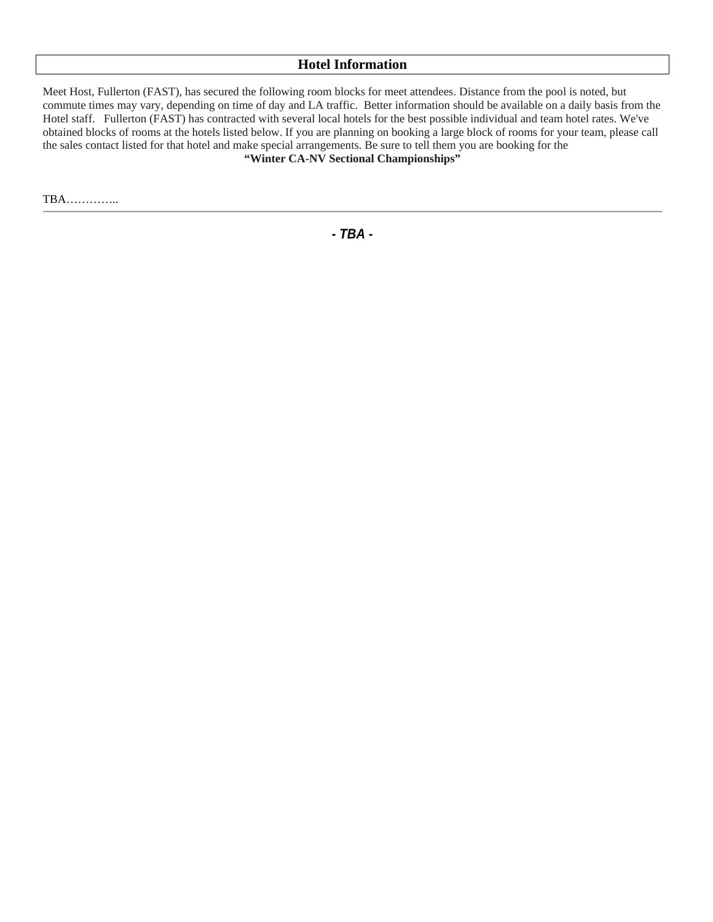## Hotel Information

Meet Host, Fullerton (FAST), has secured the following room blocks for meet attendees. Distance from the pool is noted, but commute times may vary, depending on time of day and LA traffic.  Better information should be available on a daily basis from the Hotel staff.   Fullerton (FAST) has contracted with several local hotels for the best possible individual and team hotel rates. We've obtained blocks of rooms at the hotels listed below. If you are planning on booking a large block of rooms for your team, please call the sales contact listed for that hotel and make special arrangements. Be sure to tell them you are booking for the

**"Winter CA-NV Sectional Championships"**

TBA…………..

---

***- TBA -***